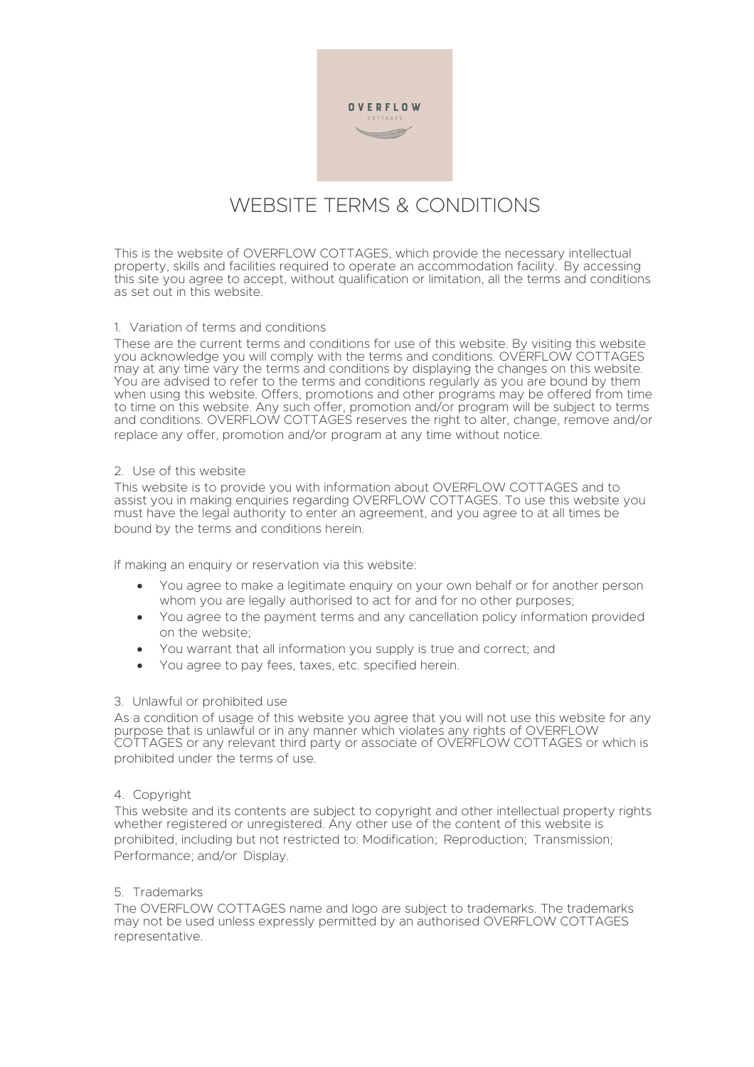# WEBSITE TERMS & CONDITIONS

This is the website of OVERFLOW COTTAGES, which provide the necessary intellectual property, skills and facilities required to operate an accommodation facility. By accessing this site you agree to accept, without qualification or limitation, all the terms and conditions as set out in this website.

## 1. Variation of terms and conditions

These are the current terms and conditions for use of this website. By visiting this website you acknowledge you will comply with the terms and conditions. OVERFLOW COTTAGES may at any time vary the terms and conditions by displaying the changes on this website. You are advised to refer to the terms and conditions regularly as you are bound by them when using this website. Offers, promotions and other programs may be offered from time to time on this website. Any such offer, promotion and/or program will be subject to terms and conditions. OVERFLOW COTTAGES reserves the right to alter, change, remove and/or replace any offer, promotion and/or program at any time without notice.

## 2. Use of this website

This website is to provide you with information about OVERFLOW COTTAGES and to assist you in making enquiries regarding OVERFLOW COTTAGES. To use this website you must have the legal authority to enter an agreement, and you agree to at all times be bound by the terms and conditions herein.

If making an enquiry or reservation via this website:

- You agree to make a legitimate enquiry on your own behalf or for another person whom you are legally authorised to act for and for no other purposes;
- You agree to the payment terms and any cancellation policy information provided on the website;
- You warrant that all information you supply is true and correct; and
- You agree to pay fees, taxes, etc. specified herein.

## 3. Unlawful or prohibited use

As a condition of usage of this website you agree that you will not use this website for any purpose that is unlawful or in any manner which violates any rights of OVERFLOW COTTAGES or any relevant third party or associate of OVERFLOW COTTAGES or which is prohibited under the terms of use.

## 4. Copyright

This website and its contents are subject to copyright and other intellectual property rights whether registered or unregistered. Any other use of the content of this website is prohibited, including but not restricted to: Modification; Reproduction; Transmission; Performance; and/or Display.

## 5. Trademarks

The OVERFLOW COTTAGES name and logo are subject to trademarks. The trademarks may not be used unless expressly permitted by an authorised OVERFLOW COTTAGES representative.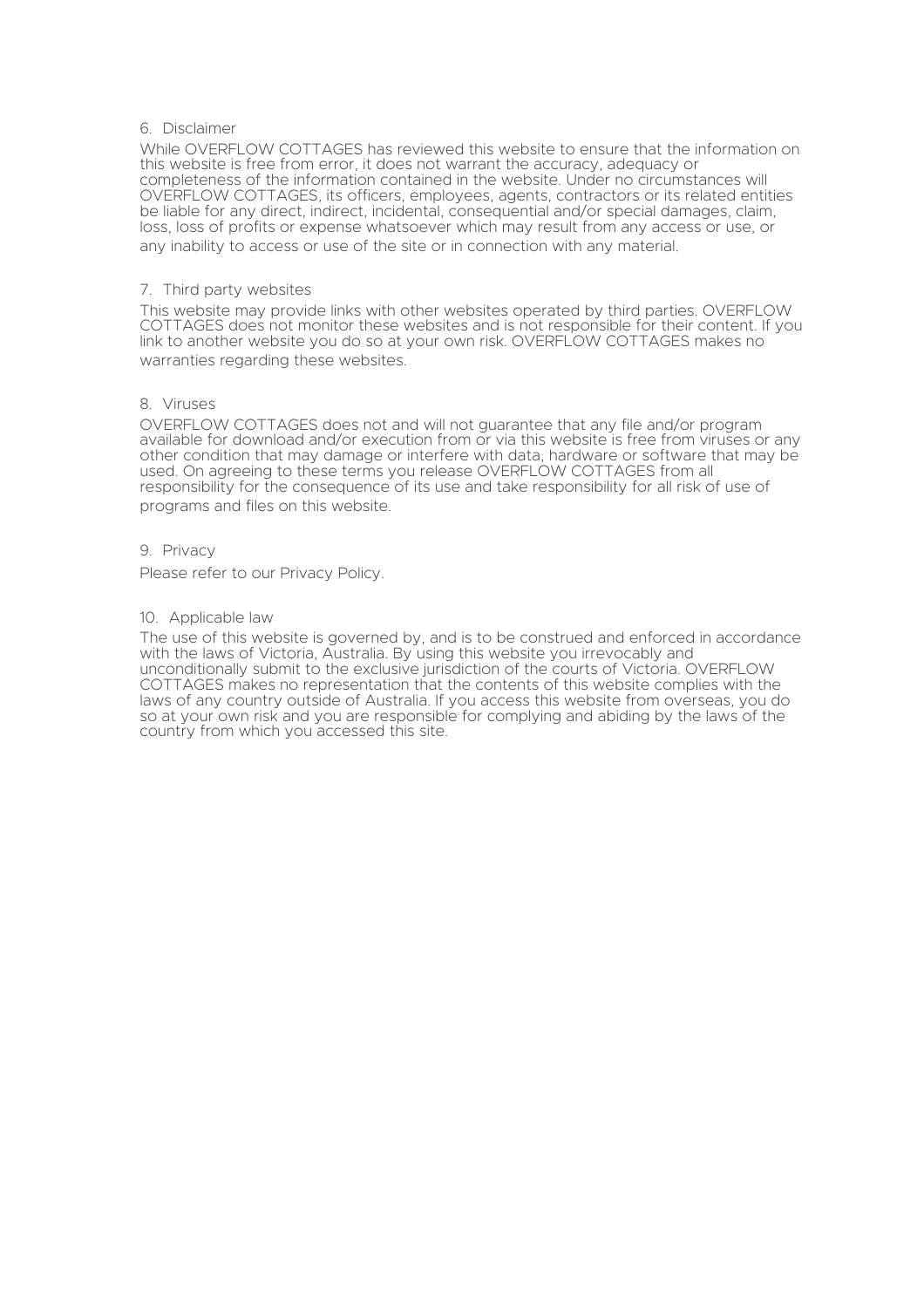## 6. Disclaimer

While OVERFLOW COTTAGES has reviewed this website to ensure that the information on this website is free from error, it does not warrant the accuracy, adequacy or completeness of the information contained in the website. Under no circumstances will OVERFLOW COTTAGES, its officers, employees, agents, contractors or its related entities be liable for any direct, indirect, incidental, consequential and/or special damages, claim, loss, loss of profits or expense whatsoever which may result from any access or use, or any inability to access or use of the site or in connection with any material.

## 7. Third party websites

This website may provide links with other websites operated by third parties. OVERFLOW COTTAGES does not monitor these websites and is not responsible for their content. If you link to another website you do so at your own risk. OVERFLOW COTTAGES makes no warranties regarding these websites.

## 8. Viruses

OVERFLOW COTTAGES does not and will not guarantee that any file and/or program available for download and/or execution from or via this website is free from viruses or any other condition that may damage or interfere with data, hardware or software that may be used. On agreeing to these terms you release OVERFLOW COTTAGES from all responsibility for the consequence of its use and take responsibility for all risk of use of programs and files on this website.

## 9. Privacy

Please refer to our Privacy Policy.

## 10. Applicable law

The use of this website is governed by, and is to be construed and enforced in accordance with the laws of Victoria, Australia. By using this website you irrevocably and unconditionally submit to the exclusive jurisdiction of the courts of Victoria. OVERFLOW COTTAGES makes no representation that the contents of this website complies with the laws of any country outside of Australia. If you access this website from overseas, you do so at your own risk and you are responsible for complying and abiding by the laws of the country from which you accessed this site.